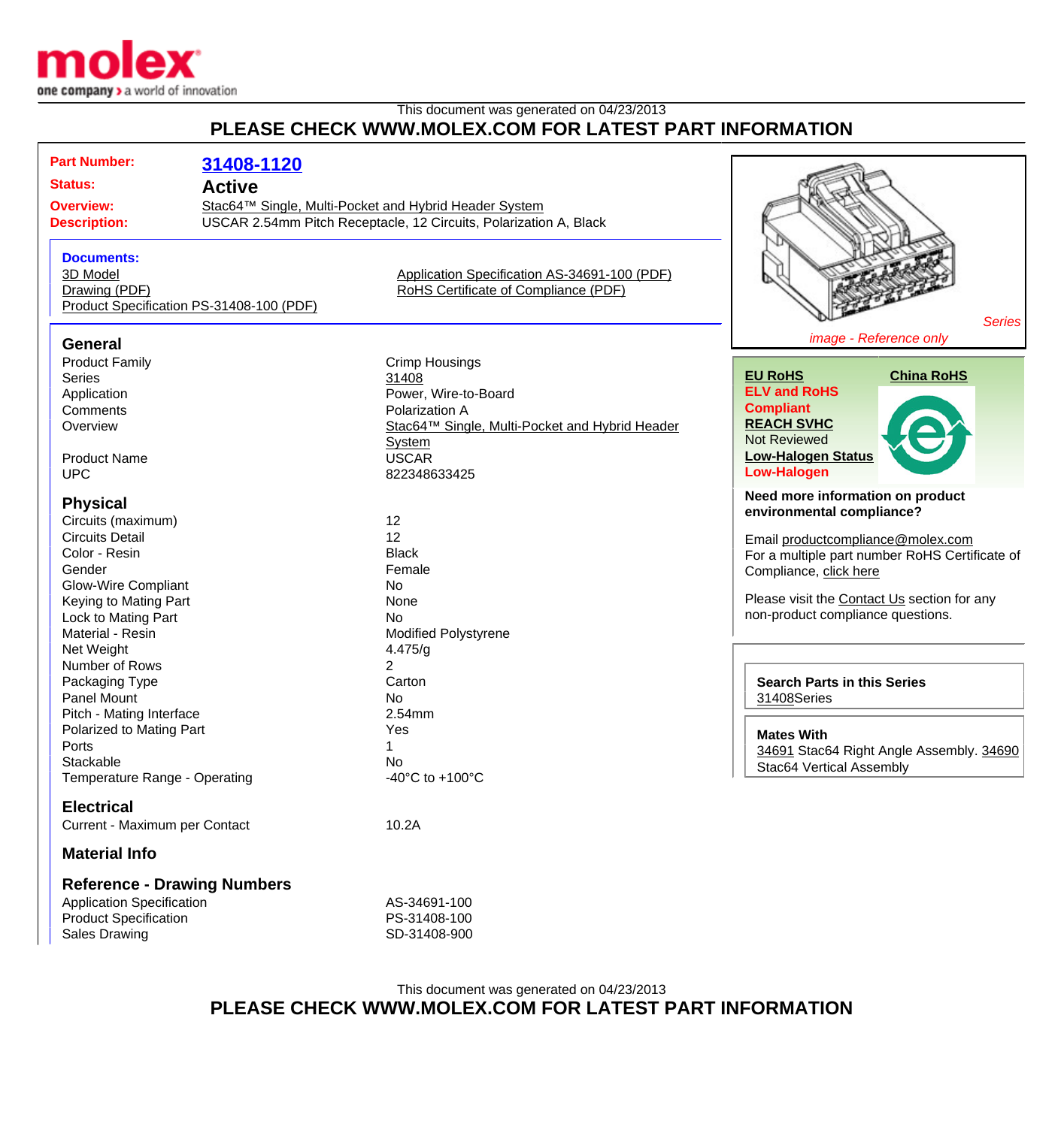This document was generated on 04/23/2013

# PLEASE CHECK WWW.MOLEX.COM FOR LATEST PART INFORMATION

| | |
|---|---|
| **Part Number:** | **31408-1120** |
| **Status:** | **Active** |
| **Overview:** | Stac64™ Single, Multi-Pocket and Hybrid Header System |
| **Description:** | USCAR 2.54mm Pitch Receptacle, 12 Circuits, Polarization A, Black |

**Documents:**

- 3D Model
- Drawing (PDF)
- Product Specification PS-31408-100 (PDF)
- Application Specification AS-34691-100 (PDF)
- RoHS Certificate of Compliance (PDF)

*Series image - Reference only*

## General

| | |
|---|---|
| Product Family | Crimp Housings |
| Series | 31408 |
| Application | Power, Wire-to-Board |
| Comments | Polarization A |
| Overview | Stac64™ Single, Multi-Pocket and Hybrid Header System |
| Product Name | USCAR |
| UPC | 822348633425 |

## Physical

| | |
|---|---|
| Circuits (maximum) | 12 |
| Circuits Detail | 12 |
| Color - Resin | Black |
| Gender | Female |
| Glow-Wire Compliant | No |
| Keying to Mating Part | None |
| Lock to Mating Part | No |
| Material - Resin | Modified Polystyrene |
| Net Weight | 4.475/g |
| Number of Rows | 2 |
| Packaging Type | Carton |
| Panel Mount | No |
| Pitch - Mating Interface | 2.54mm |
| Polarized to Mating Part | Yes |
| Ports | 1 |
| Stackable | No |
| Temperature Range - Operating | -40°C to +100°C |

## Electrical

| | |
|---|---|
| Current - Maximum per Contact | 10.2A |

## Material Info

## Reference - Drawing Numbers

| | |
|---|---|
| Application Specification | AS-34691-100 |
| Product Specification | PS-31408-100 |
| Sales Drawing | SD-31408-900 |

**EU RoHS**
**ELV and RoHS Compliant**
**REACH SVHC**
Not Reviewed
**Low-Halogen Status**
**Low-Halogen**

**China RoHS**

**Need more information on product environmental compliance?**

Email productcompliance@molex.com
For a multiple part number RoHS Certificate of Compliance, click here

Please visit the Contact Us section for any non-product compliance questions.

**Search Parts in this Series**
31408Series

**Mates With**
34691 Stac64 Right Angle Assembly. 34690 Stac64 Vertical Assembly

This document was generated on 04/23/2013

# PLEASE CHECK WWW.MOLEX.COM FOR LATEST PART INFORMATION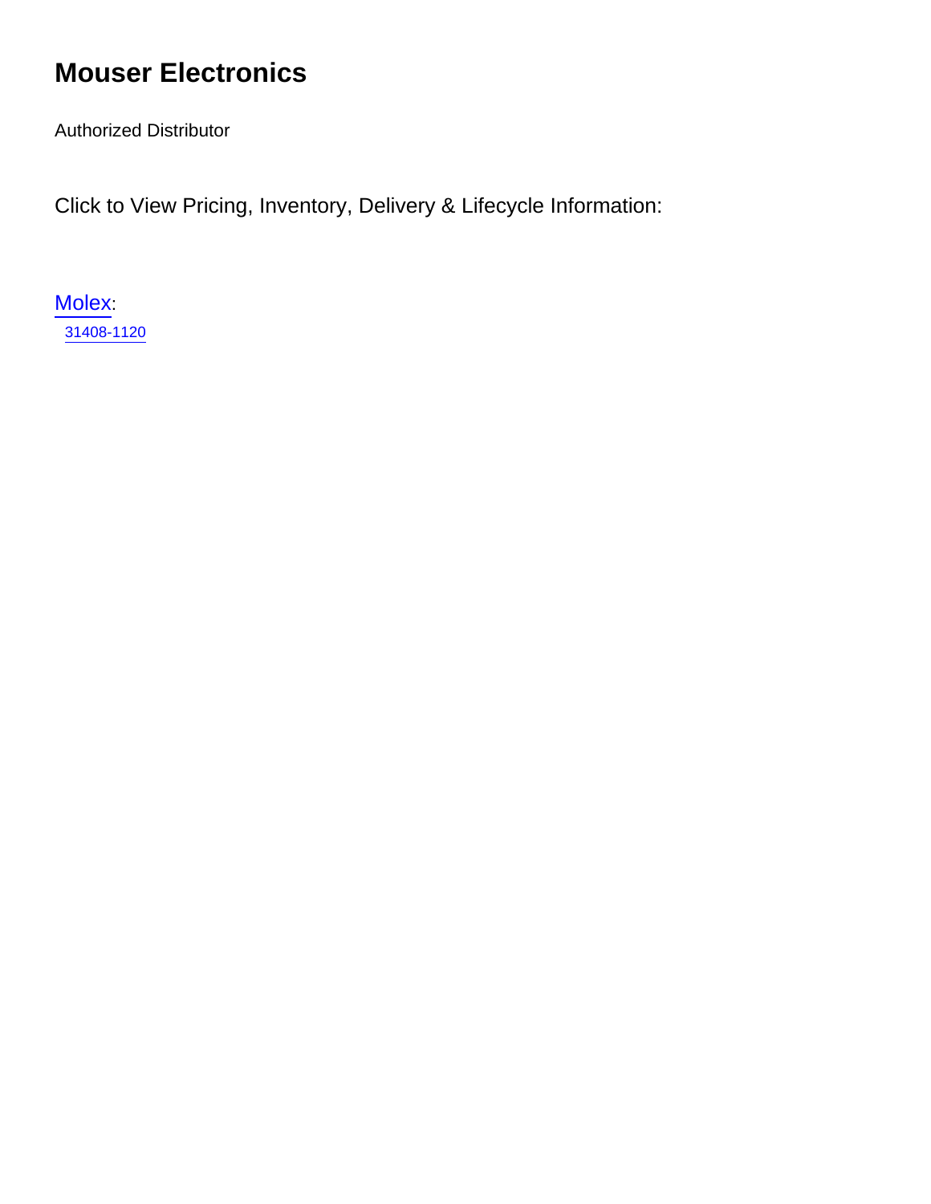# Mouser Electronics

Authorized Distributor

Click to View Pricing, Inventory, Delivery & Lifecycle Information:

Molex:

31408-1120